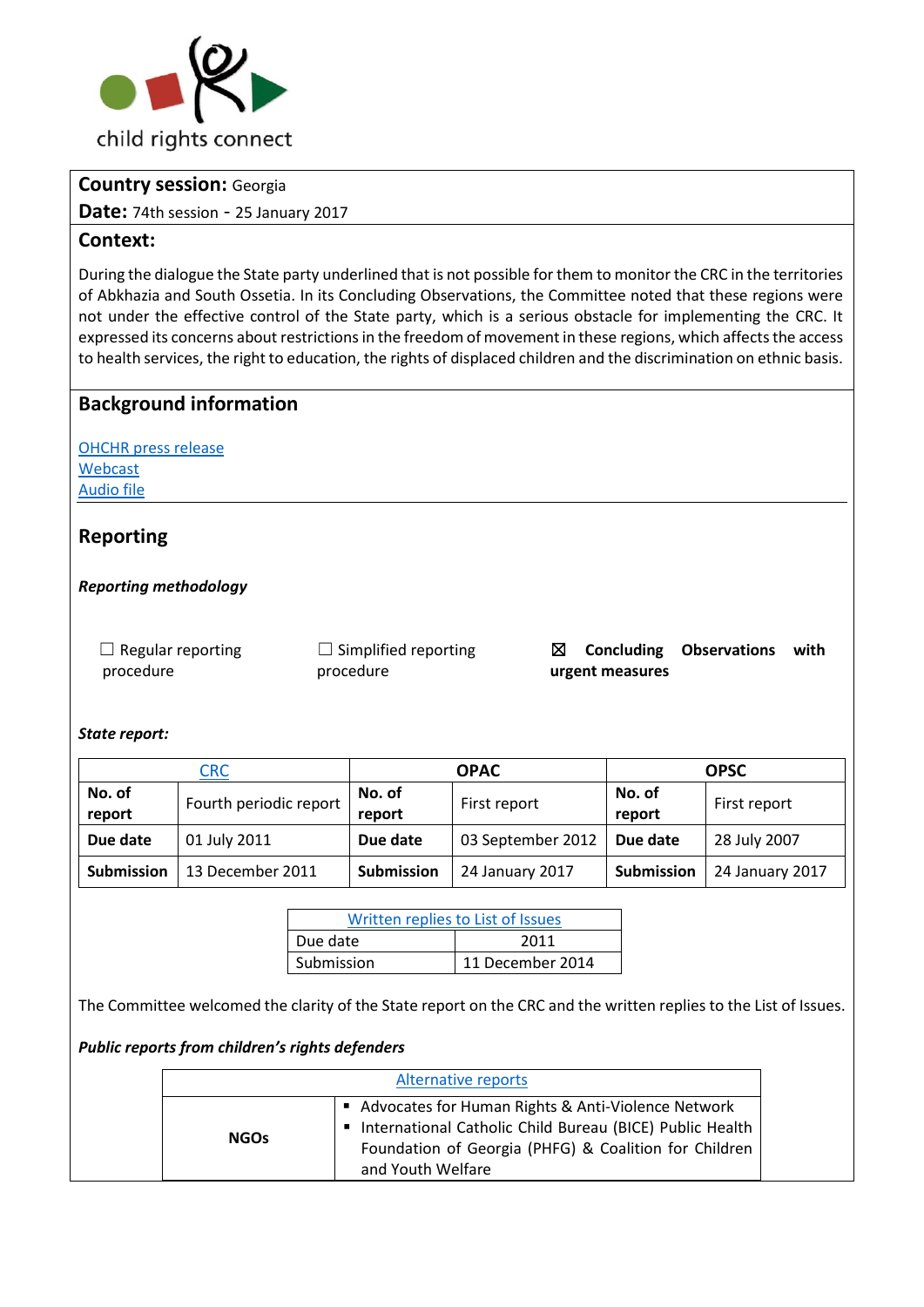child rights connect

**Country session:** Georgia

**Date:** 74th session - 25 January 2017

**Context:**

During the dialogue the State party underlined that is not possible for them to monitor the CRC in the territories of Abkhazia and South Ossetia. In its Concluding Observations, the Committee noted that these regions were not under the effective control of the State party, which is a serious obstacle for implementing the CRC. It expressed its concerns about restrictions in the freedom of movement in these regions, which affects the access to health services, the right to education, the rights of displaced children and the discrimination on ethnic basis.

## Background information

[OHCHR press release](#)
[Webcast](#)
[Audio file](#)

## Reporting

***Reporting methodology***

☐ Regular reporting procedure ☐ Simplified reporting procedure ☒ **Concluding Observations with urgent measures**

***State report:***

| CRC | | OPAC | | OPSC | |
|---|---|---|---|---|---|
| **No. of report** | Fourth periodic report | **No. of report** | First report | **No. of report** | First report |
| **Due date** | 01 July 2011 | **Due date** | 03 September 2012 | **Due date** | 28 July 2007 |
| **Submission** | 13 December 2011 | **Submission** | 24 January 2017 | **Submission** | 24 January 2017 |

| Written replies to List of Issues | |
|---|---|
| Due date | 2011 |
| Submission | 11 December 2014 |

The Committee welcomed the clarity of the State report on the CRC and the written replies to the List of Issues.

***Public reports from children's rights defenders***

| Alternative reports | |
|---|---|
| **NGOs** | ▪ Advocates for Human Rights & Anti-Violence Network<br>▪ International Catholic Child Bureau (BICE) Public Health Foundation of Georgia (PHFG) & Coalition for Children and Youth Welfare |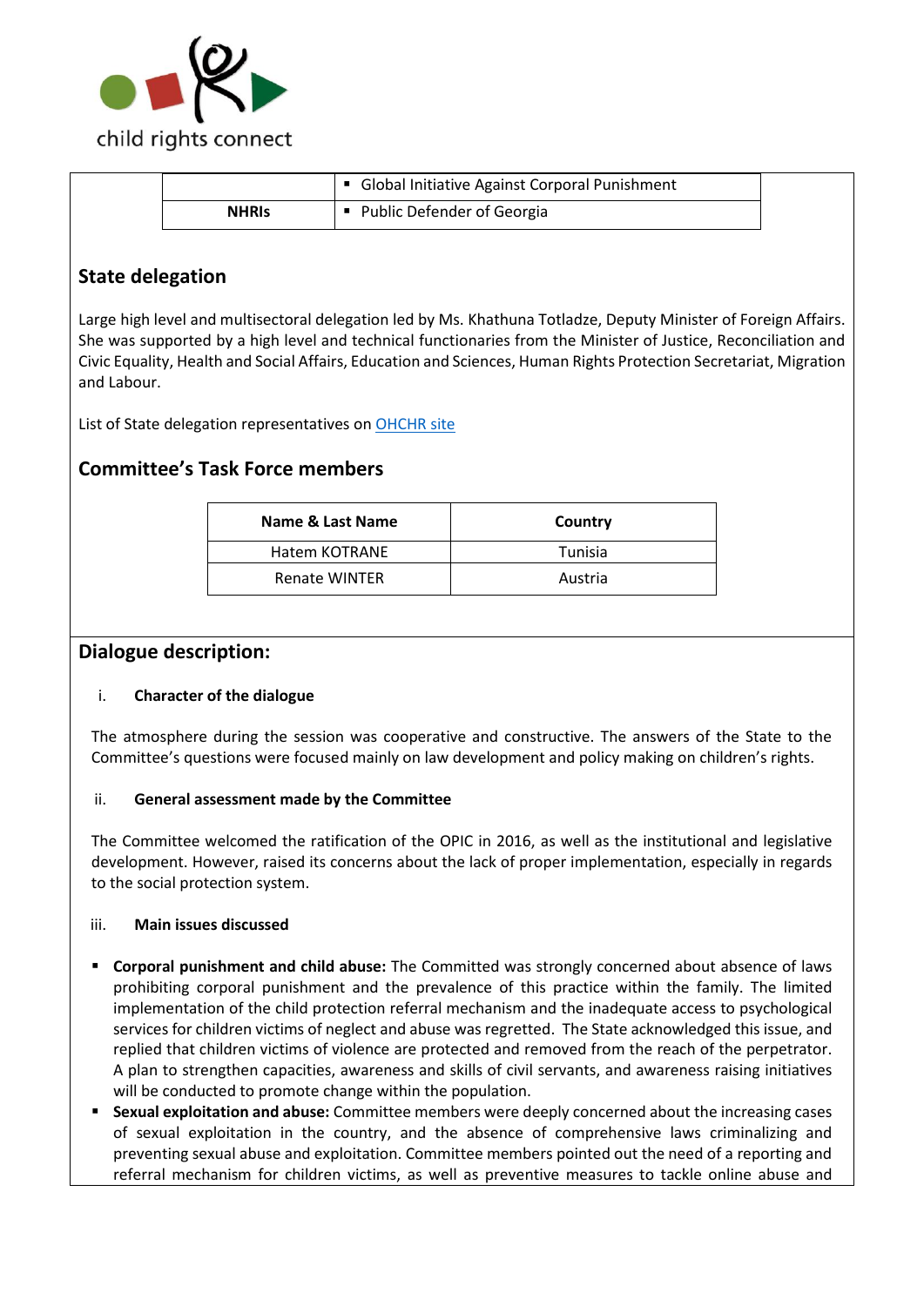| | |
|---|---|
| | ▪ Global Initiative Against Corporal Punishment |
| **NHRIs** | ▪ Public Defender of Georgia |

## State delegation

Large high level and multisectoral delegation led by Ms. Khathuna Totladze, Deputy Minister of Foreign Affairs. She was supported by a high level and technical functionaries from the Minister of Justice, Reconciliation and Civic Equality, Health and Social Affairs, Education and Sciences, Human Rights Protection Secretariat, Migration and Labour.

List of State delegation representatives on [OHCHR site]

## Committee's Task Force members

| Name & Last Name | Country |
|---|---|
| Hatem KOTRANE | Tunisia |
| Renate WINTER | Austria |

## Dialogue description:

### i. Character of the dialogue

The atmosphere during the session was cooperative and constructive. The answers of the State to the Committee's questions were focused mainly on law development and policy making on children's rights.

### ii. General assessment made by the Committee

The Committee welcomed the ratification of the OPIC in 2016, as well as the institutional and legislative development. However, raised its concerns about the lack of proper implementation, especially in regards to the social protection system.

### iii. Main issues discussed

- **Corporal punishment and child abuse:** The Committed was strongly concerned about absence of laws prohibiting corporal punishment and the prevalence of this practice within the family. The limited implementation of the child protection referral mechanism and the inadequate access to psychological services for children victims of neglect and abuse was regretted. The State acknowledged this issue, and replied that children victims of violence are protected and removed from the reach of the perpetrator. A plan to strengthen capacities, awareness and skills of civil servants, and awareness raising initiatives will be conducted to promote change within the population.
- **Sexual exploitation and abuse:** Committee members were deeply concerned about the increasing cases of sexual exploitation in the country, and the absence of comprehensive laws criminalizing and preventing sexual abuse and exploitation. Committee members pointed out the need of a reporting and referral mechanism for children victims, as well as preventive measures to tackle online abuse and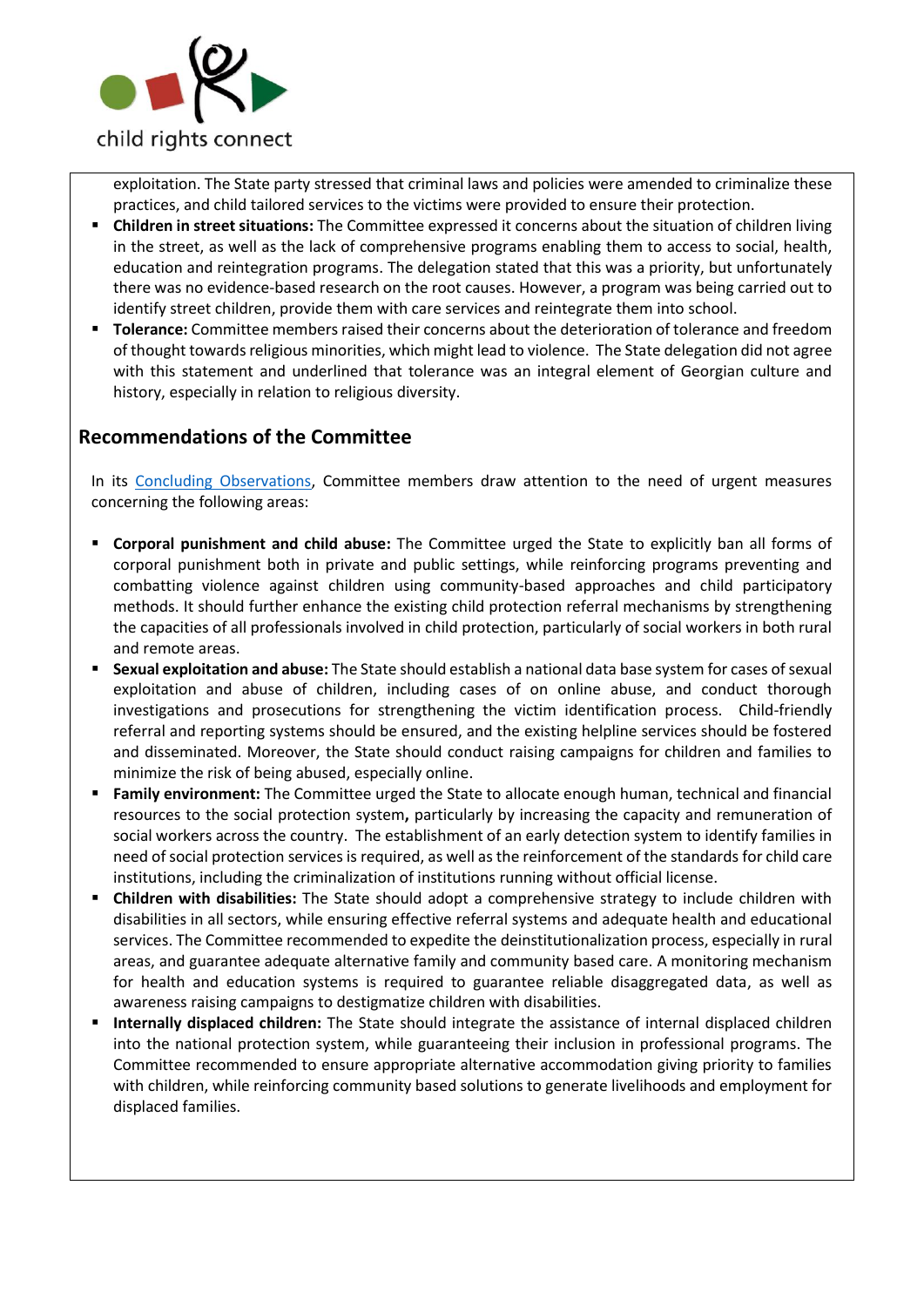exploitation. The State party stressed that criminal laws and policies were amended to criminalize these practices, and child tailored services to the victims were provided to ensure their protection.

- **Children in street situations:** The Committee expressed it concerns about the situation of children living in the street, as well as the lack of comprehensive programs enabling them to access to social, health, education and reintegration programs. The delegation stated that this was a priority, but unfortunately there was no evidence-based research on the root causes. However, a program was being carried out to identify street children, provide them with care services and reintegrate them into school.
- **Tolerance:** Committee members raised their concerns about the deterioration of tolerance and freedom of thought towards religious minorities, which might lead to violence. The State delegation did not agree with this statement and underlined that tolerance was an integral element of Georgian culture and history, especially in relation to religious diversity.

## Recommendations of the Committee

In its Concluding Observations, Committee members draw attention to the need of urgent measures concerning the following areas:

- **Corporal punishment and child abuse:** The Committee urged the State to explicitly ban all forms of corporal punishment both in private and public settings, while reinforcing programs preventing and combatting violence against children using community-based approaches and child participatory methods. It should further enhance the existing child protection referral mechanisms by strengthening the capacities of all professionals involved in child protection, particularly of social workers in both rural and remote areas.
- **Sexual exploitation and abuse:** The State should establish a national data base system for cases of sexual exploitation and abuse of children, including cases of on online abuse, and conduct thorough investigations and prosecutions for strengthening the victim identification process. Child-friendly referral and reporting systems should be ensured, and the existing helpline services should be fostered and disseminated. Moreover, the State should conduct raising campaigns for children and families to minimize the risk of being abused, especially online.
- **Family environment:** The Committee urged the State to allocate enough human, technical and financial resources to the social protection system**,** particularly by increasing the capacity and remuneration of social workers across the country. The establishment of an early detection system to identify families in need of social protection services is required, as well as the reinforcement of the standards for child care institutions, including the criminalization of institutions running without official license.
- **Children with disabilities:** The State should adopt a comprehensive strategy to include children with disabilities in all sectors, while ensuring effective referral systems and adequate health and educational services. The Committee recommended to expedite the deinstitutionalization process, especially in rural areas, and guarantee adequate alternative family and community based care. A monitoring mechanism for health and education systems is required to guarantee reliable disaggregated data, as well as awareness raising campaigns to destigmatize children with disabilities.
- **Internally displaced children:** The State should integrate the assistance of internal displaced children into the national protection system, while guaranteeing their inclusion in professional programs. The Committee recommended to ensure appropriate alternative accommodation giving priority to families with children, while reinforcing community based solutions to generate livelihoods and employment for displaced families.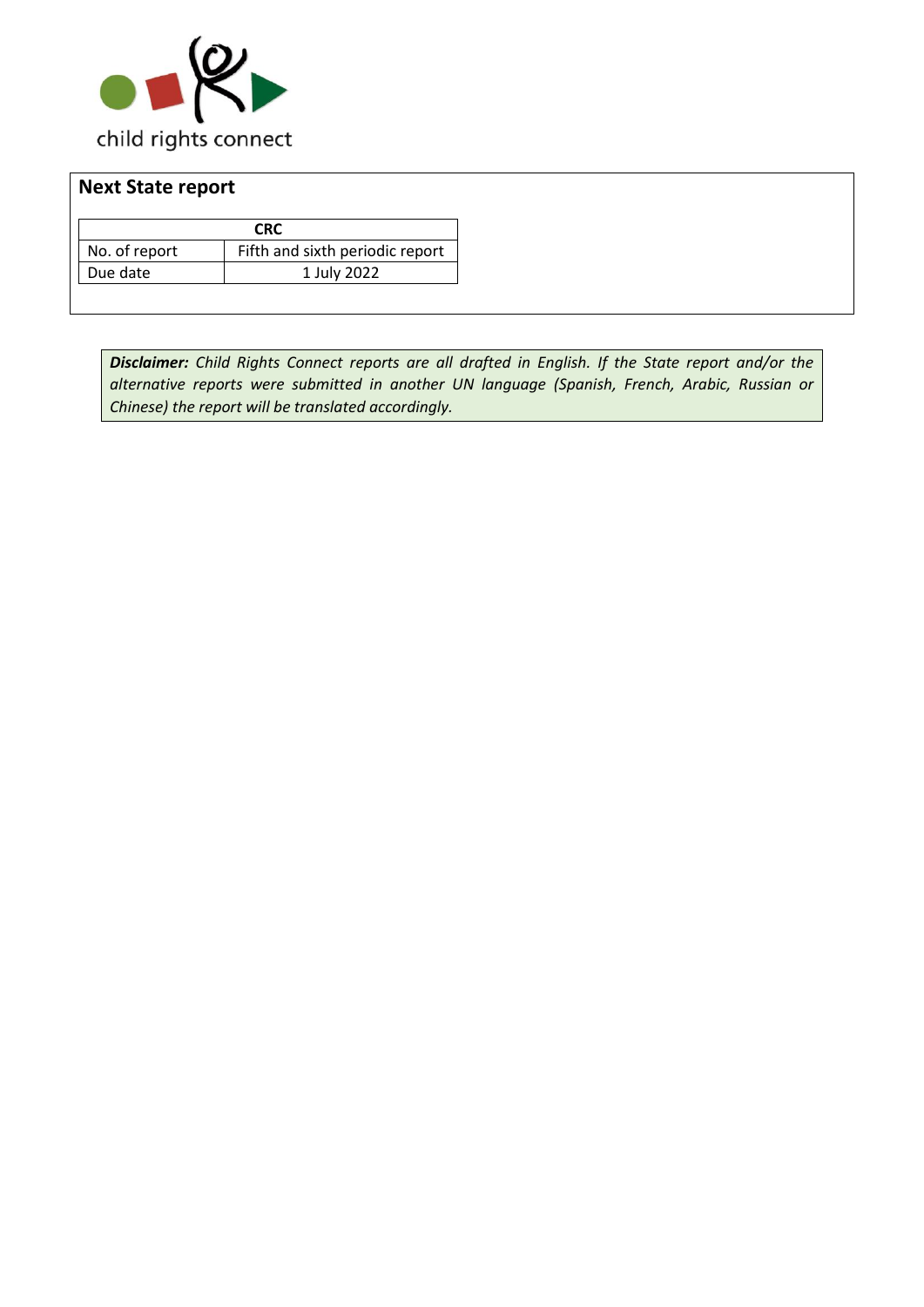child rights connect

## Next State report

| CRC | |
|---|---|
| No. of report | Fifth and sixth periodic report |
| Due date | 1 July 2022 |

***Disclaimer:*** *Child Rights Connect reports are all drafted in English. If the State report and/or the alternative reports were submitted in another UN language (Spanish, French, Arabic, Russian or Chinese) the report will be translated accordingly.*